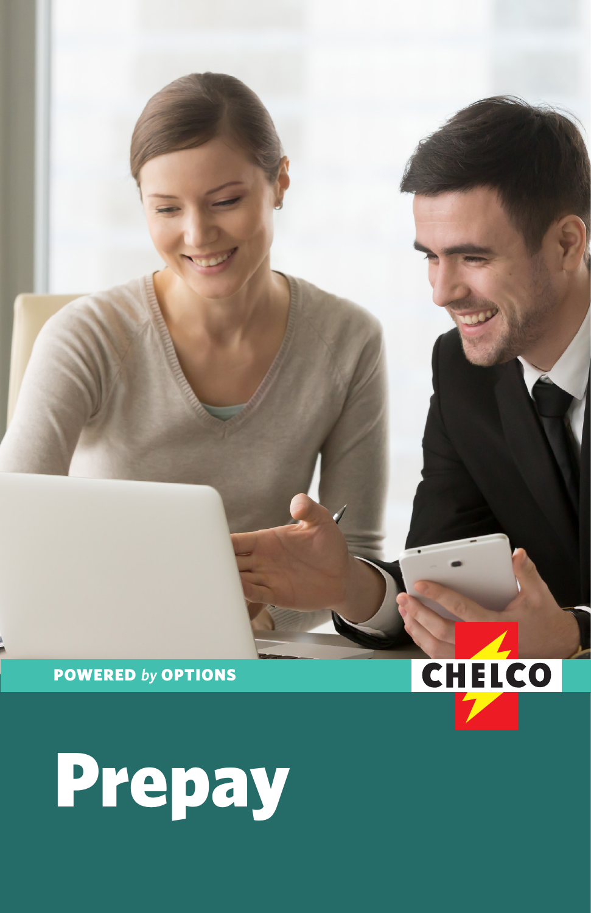**POWERED *by* OPTIONS**

CHELCO

# Prepay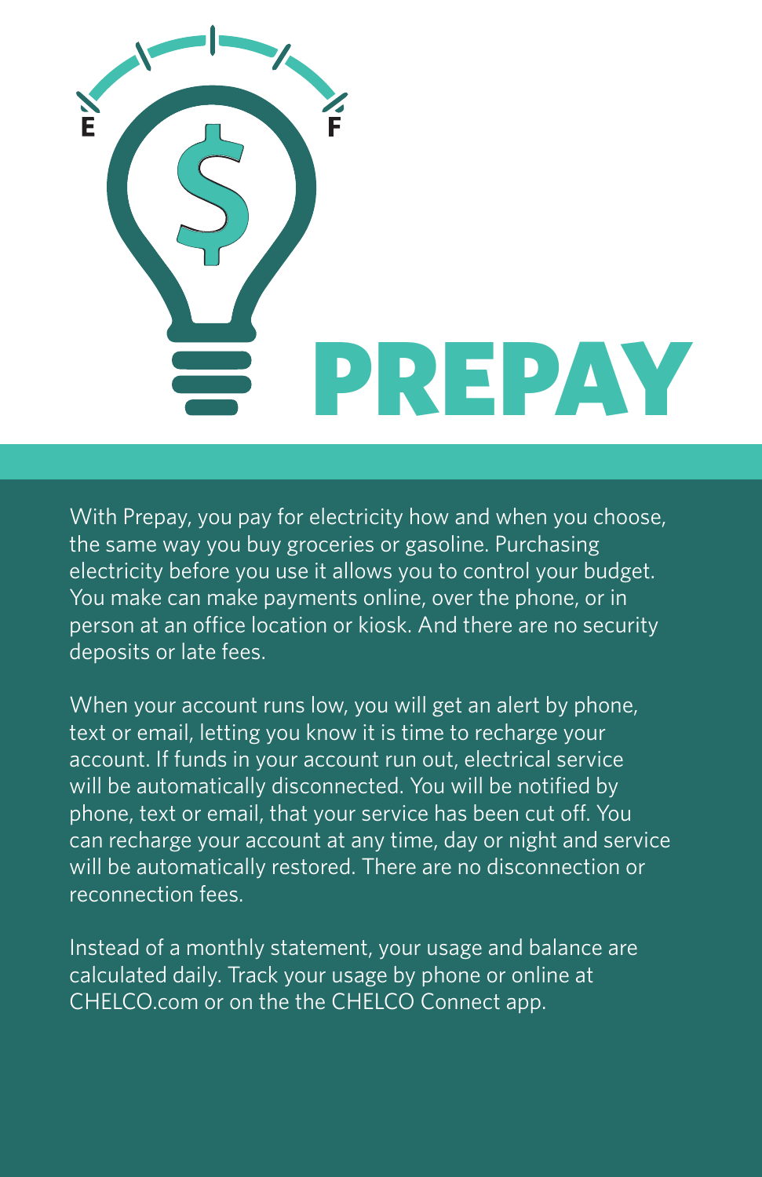# PREPAY

With Prepay, you pay for electricity how and when you choose, the same way you buy groceries or gasoline. Purchasing electricity before you use it allows you to control your budget. You make can make payments online, over the phone, or in person at an office location or kiosk. And there are no security deposits or late fees.

When your account runs low, you will get an alert by phone, text or email, letting you know it is time to recharge your account. If funds in your account run out, electrical service will be automatically disconnected. You will be notified by phone, text or email, that your service has been cut off. You can recharge your account at any time, day or night and service will be automatically restored. There are no disconnection or reconnection fees.

Instead of a monthly statement, your usage and balance are calculated daily. Track your usage by phone or online at CHELCO.com or on the the CHELCO Connect app.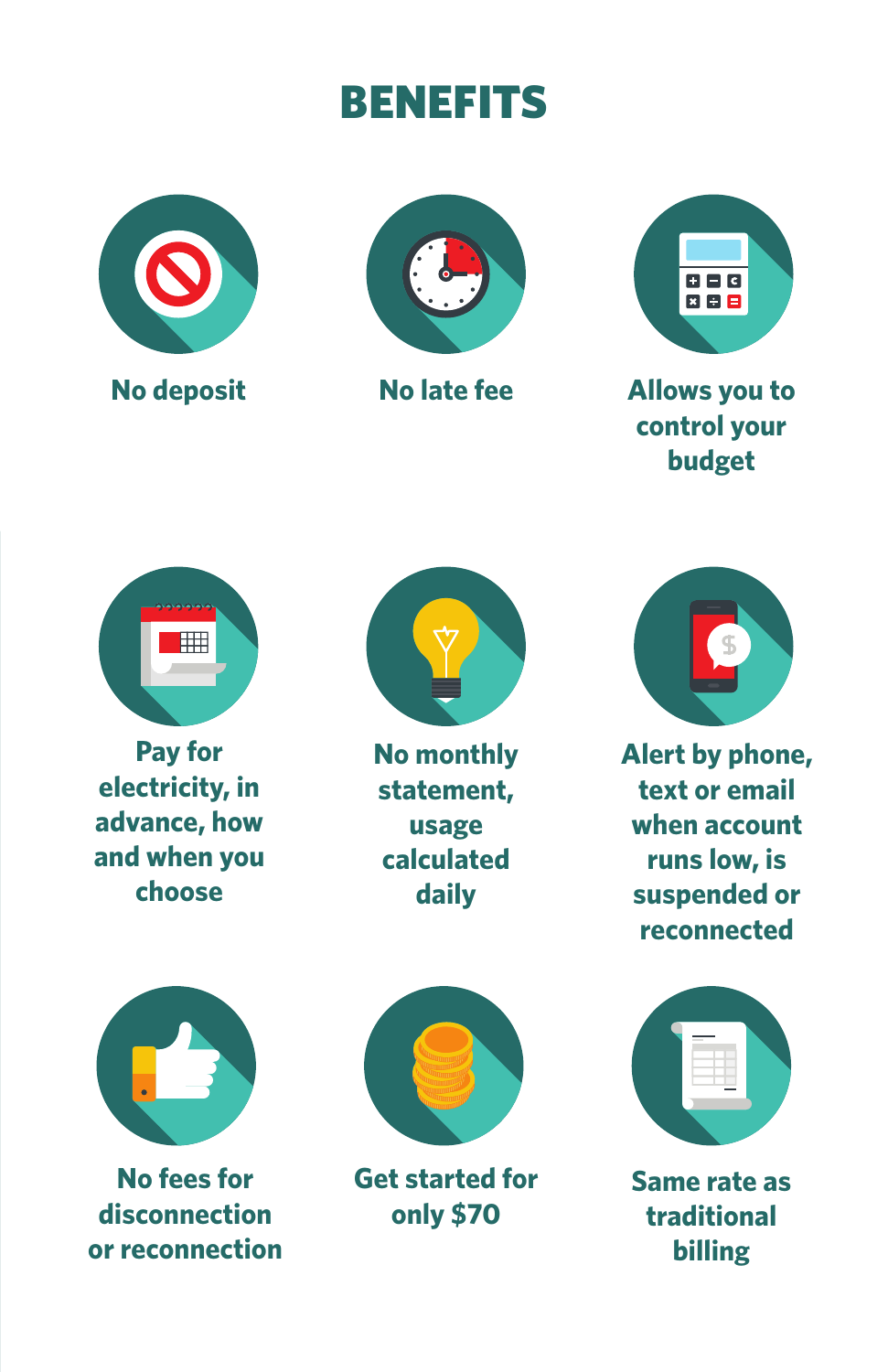# BENEFITS

- No deposit
- No late fee
- Allows you to control your budget
- Pay for electricity, in advance, how and when you choose
- No monthly statement, usage calculated daily
- Alert by phone, text or email when account runs low, is suspended or reconnected
- No fees for disconnection or reconnection
- Get started for only $70
- Same rate as traditional billing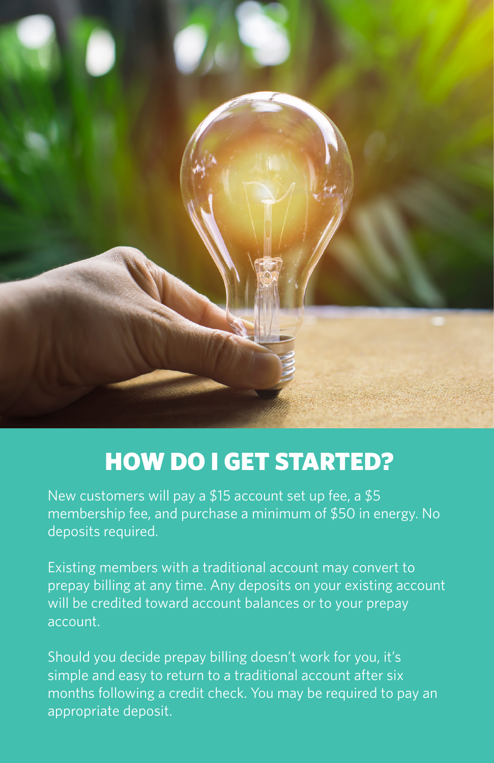## HOW DO I GET STARTED?

New customers will pay a $15 account set up fee, a $5 membership fee, and purchase a minimum of $50 in energy. No deposits required.

Existing members with a traditional account may convert to prepay billing at any time. Any deposits on your existing account will be credited toward account balances or to your prepay account.

Should you decide prepay billing doesn't work for you, it's simple and easy to return to a traditional account after six months following a credit check. You may be required to pay an appropriate deposit.